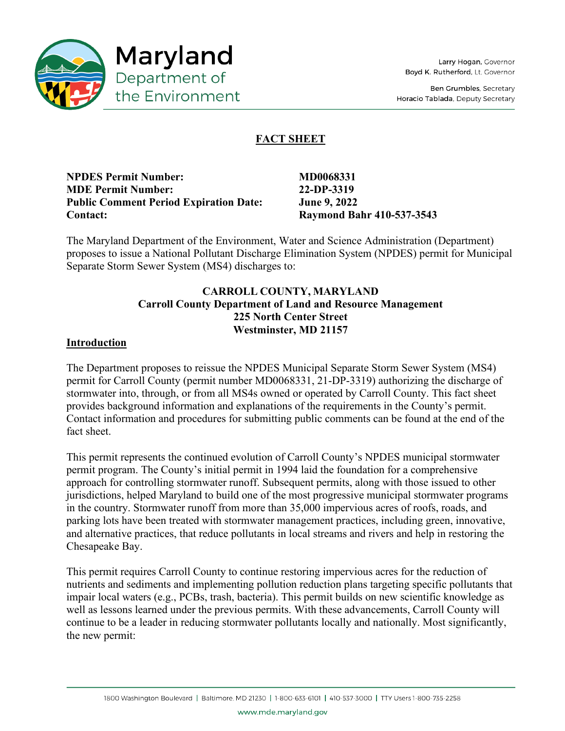# FACT SHEET

**NPDES Permit Number:** **MD0068331**
**MDE Permit Number:** **22-DP-3319**
**Public Comment Period Expiration Date:** **June 9, 2022**
**Contact:** **Raymond Bahr 410-537-3543**

The Maryland Department of the Environment, Water and Science Administration (Department) proposes to issue a National Pollutant Discharge Elimination System (NPDES) permit for Municipal Separate Storm Sewer System (MS4) discharges to:

**CARROLL COUNTY, MARYLAND**
**Carroll County Department of Land and Resource Management**
**225 North Center Street**
**Westminster, MD 21157**

## Introduction

The Department proposes to reissue the NPDES Municipal Separate Storm Sewer System (MS4) permit for Carroll County (permit number MD0068331, 21-DP-3319) authorizing the discharge of stormwater into, through, or from all MS4s owned or operated by Carroll County. This fact sheet provides background information and explanations of the requirements in the County's permit. Contact information and procedures for submitting public comments can be found at the end of the fact sheet.

This permit represents the continued evolution of Carroll County's NPDES municipal stormwater permit program. The County's initial permit in 1994 laid the foundation for a comprehensive approach for controlling stormwater runoff. Subsequent permits, along with those issued to other jurisdictions, helped Maryland to build one of the most progressive municipal stormwater programs in the country. Stormwater runoff from more than 35,000 impervious acres of roofs, roads, and parking lots have been treated with stormwater management practices, including green, innovative, and alternative practices, that reduce pollutants in local streams and rivers and help in restoring the Chesapeake Bay.

This permit requires Carroll County to continue restoring impervious acres for the reduction of nutrients and sediments and implementing pollution reduction plans targeting specific pollutants that impair local waters (e.g., PCBs, trash, bacteria). This permit builds on new scientific knowledge as well as lessons learned under the previous permits. With these advancements, Carroll County will continue to be a leader in reducing stormwater pollutants locally and nationally. Most significantly, the new permit: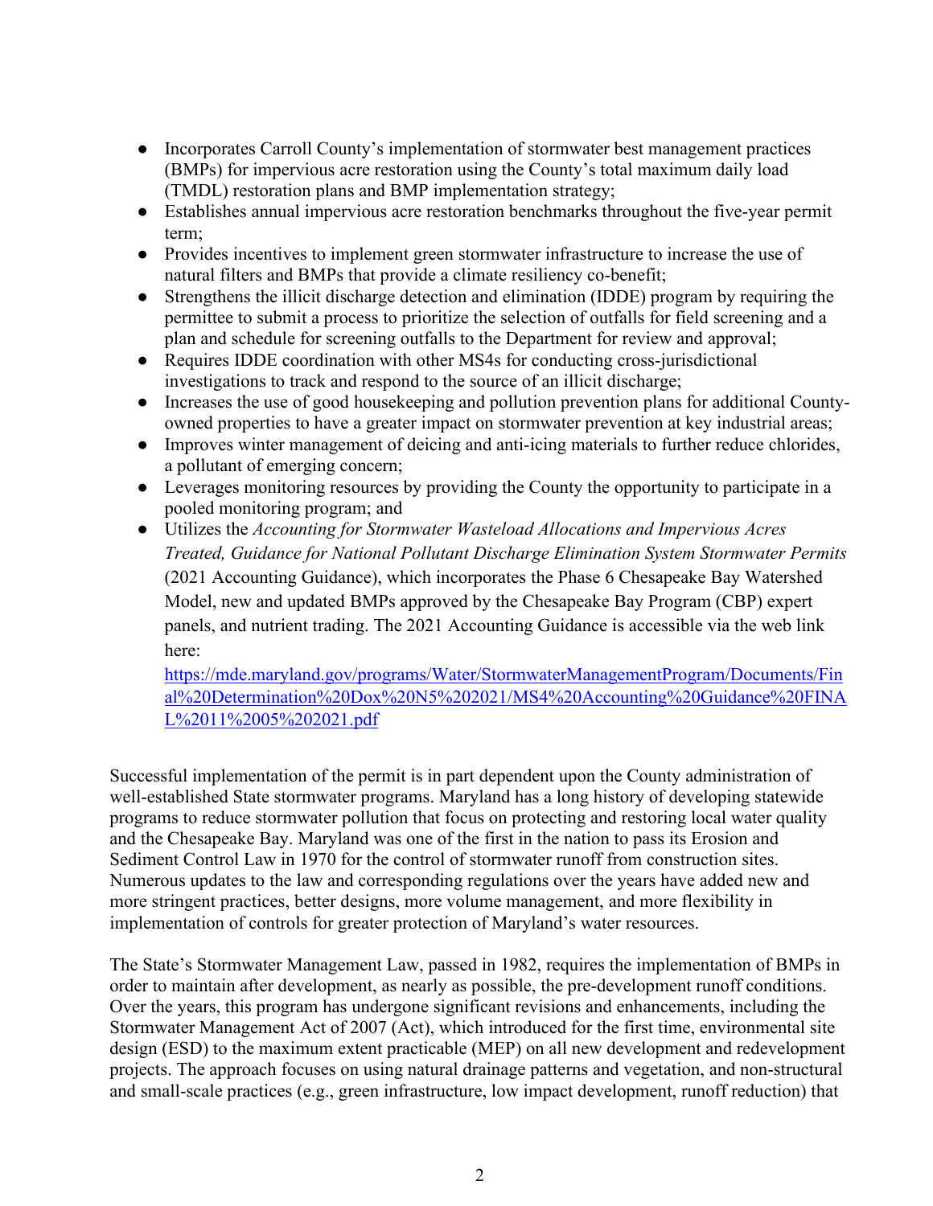- Incorporates Carroll County's implementation of stormwater best management practices (BMPs) for impervious acre restoration using the County's total maximum daily load (TMDL) restoration plans and BMP implementation strategy;
- Establishes annual impervious acre restoration benchmarks throughout the five-year permit term;
- Provides incentives to implement green stormwater infrastructure to increase the use of natural filters and BMPs that provide a climate resiliency co-benefit;
- Strengthens the illicit discharge detection and elimination (IDDE) program by requiring the permittee to submit a process to prioritize the selection of outfalls for field screening and a plan and schedule for screening outfalls to the Department for review and approval;
- Requires IDDE coordination with other MS4s for conducting cross-jurisdictional investigations to track and respond to the source of an illicit discharge;
- Increases the use of good housekeeping and pollution prevention plans for additional County-owned properties to have a greater impact on stormwater prevention at key industrial areas;
- Improves winter management of deicing and anti-icing materials to further reduce chlorides, a pollutant of emerging concern;
- Leverages monitoring resources by providing the County the opportunity to participate in a pooled monitoring program; and
- Utilizes the *Accounting for Stormwater Wasteload Allocations and Impervious Acres Treated, Guidance for National Pollutant Discharge Elimination System Stormwater Permits* (2021 Accounting Guidance), which incorporates the Phase 6 Chesapeake Bay Watershed Model, new and updated BMPs approved by the Chesapeake Bay Program (CBP) expert panels, and nutrient trading. The 2021 Accounting Guidance is accessible via the web link here: https://mde.maryland.gov/programs/Water/StormwaterManagementProgram/Documents/Final%20Determination%20Dox%20N5%202021/MS4%20Accounting%20Guidance%20FINAL%2011%2005%202021.pdf

Successful implementation of the permit is in part dependent upon the County administration of well-established State stormwater programs. Maryland has a long history of developing statewide programs to reduce stormwater pollution that focus on protecting and restoring local water quality and the Chesapeake Bay. Maryland was one of the first in the nation to pass its Erosion and Sediment Control Law in 1970 for the control of stormwater runoff from construction sites. Numerous updates to the law and corresponding regulations over the years have added new and more stringent practices, better designs, more volume management, and more flexibility in implementation of controls for greater protection of Maryland's water resources.

The State's Stormwater Management Law, passed in 1982, requires the implementation of BMPs in order to maintain after development, as nearly as possible, the pre-development runoff conditions. Over the years, this program has undergone significant revisions and enhancements, including the Stormwater Management Act of 2007 (Act), which introduced for the first time, environmental site design (ESD) to the maximum extent practicable (MEP) on all new development and redevelopment projects. The approach focuses on using natural drainage patterns and vegetation, and non-structural and small-scale practices (e.g., green infrastructure, low impact development, runoff reduction) that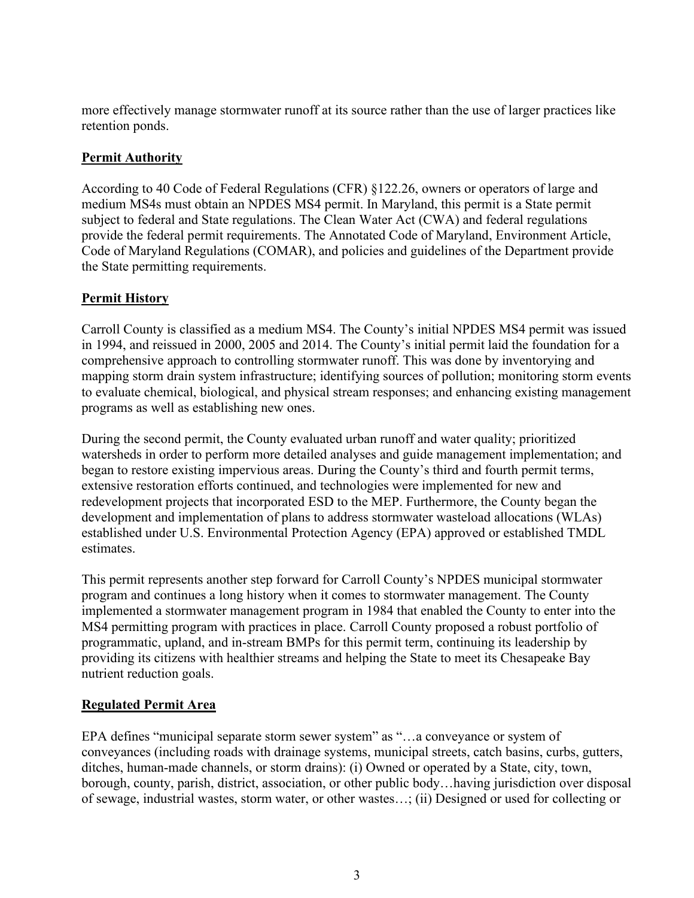more effectively manage stormwater runoff at its source rather than the use of larger practices like retention ponds.

## Permit Authority

According to 40 Code of Federal Regulations (CFR) §122.26, owners or operators of large and medium MS4s must obtain an NPDES MS4 permit. In Maryland, this permit is a State permit subject to federal and State regulations. The Clean Water Act (CWA) and federal regulations provide the federal permit requirements. The Annotated Code of Maryland, Environment Article, Code of Maryland Regulations (COMAR), and policies and guidelines of the Department provide the State permitting requirements.

## Permit History

Carroll County is classified as a medium MS4. The County's initial NPDES MS4 permit was issued in 1994, and reissued in 2000, 2005 and 2014. The County's initial permit laid the foundation for a comprehensive approach to controlling stormwater runoff. This was done by inventorying and mapping storm drain system infrastructure; identifying sources of pollution; monitoring storm events to evaluate chemical, biological, and physical stream responses; and enhancing existing management programs as well as establishing new ones.

During the second permit, the County evaluated urban runoff and water quality; prioritized watersheds in order to perform more detailed analyses and guide management implementation; and began to restore existing impervious areas. During the County's third and fourth permit terms, extensive restoration efforts continued, and technologies were implemented for new and redevelopment projects that incorporated ESD to the MEP. Furthermore, the County began the development and implementation of plans to address stormwater wasteload allocations (WLAs) established under U.S. Environmental Protection Agency (EPA) approved or established TMDL estimates.

This permit represents another step forward for Carroll County's NPDES municipal stormwater program and continues a long history when it comes to stormwater management. The County implemented a stormwater management program in 1984 that enabled the County to enter into the MS4 permitting program with practices in place. Carroll County proposed a robust portfolio of programmatic, upland, and in-stream BMPs for this permit term, continuing its leadership by providing its citizens with healthier streams and helping the State to meet its Chesapeake Bay nutrient reduction goals.

## Regulated Permit Area

EPA defines "municipal separate storm sewer system" as "…a conveyance or system of conveyances (including roads with drainage systems, municipal streets, catch basins, curbs, gutters, ditches, human-made channels, or storm drains): (i) Owned or operated by a State, city, town, borough, county, parish, district, association, or other public body…having jurisdiction over disposal of sewage, industrial wastes, storm water, or other wastes…; (ii) Designed or used for collecting or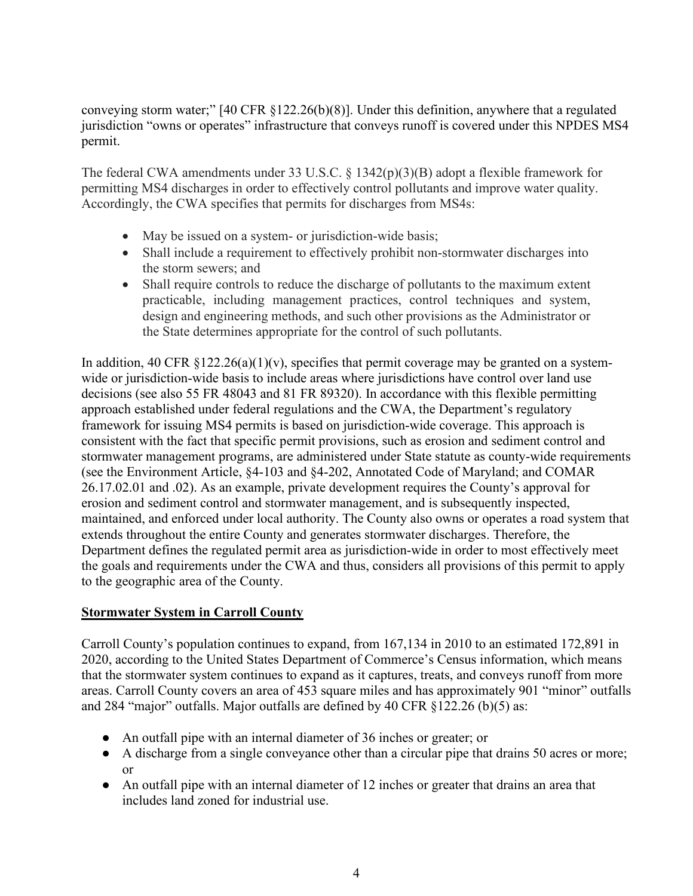conveying storm water;" [40 CFR §122.26(b)(8)]. Under this definition, anywhere that a regulated jurisdiction "owns or operates" infrastructure that conveys runoff is covered under this NPDES MS4 permit.

The federal CWA amendments under 33 U.S.C. § 1342(p)(3)(B) adopt a flexible framework for permitting MS4 discharges in order to effectively control pollutants and improve water quality. Accordingly, the CWA specifies that permits for discharges from MS4s:

- May be issued on a system- or jurisdiction-wide basis;
- Shall include a requirement to effectively prohibit non-stormwater discharges into the storm sewers; and
- Shall require controls to reduce the discharge of pollutants to the maximum extent practicable, including management practices, control techniques and system, design and engineering methods, and such other provisions as the Administrator or the State determines appropriate for the control of such pollutants.

In addition, 40 CFR §122.26(a)(1)(v), specifies that permit coverage may be granted on a system-wide or jurisdiction-wide basis to include areas where jurisdictions have control over land use decisions (see also 55 FR 48043 and 81 FR 89320). In accordance with this flexible permitting approach established under federal regulations and the CWA, the Department's regulatory framework for issuing MS4 permits is based on jurisdiction-wide coverage. This approach is consistent with the fact that specific permit provisions, such as erosion and sediment control and stormwater management programs, are administered under State statute as county-wide requirements (see the Environment Article, §4-103 and §4-202, Annotated Code of Maryland; and COMAR 26.17.02.01 and .02). As an example, private development requires the County's approval for erosion and sediment control and stormwater management, and is subsequently inspected, maintained, and enforced under local authority. The County also owns or operates a road system that extends throughout the entire County and generates stormwater discharges. Therefore, the Department defines the regulated permit area as jurisdiction-wide in order to most effectively meet the goals and requirements under the CWA and thus, considers all provisions of this permit to apply to the geographic area of the County.

## Stormwater System in Carroll County

Carroll County's population continues to expand, from 167,134 in 2010 to an estimated 172,891 in 2020, according to the United States Department of Commerce's Census information, which means that the stormwater system continues to expand as it captures, treats, and conveys runoff from more areas. Carroll County covers an area of 453 square miles and has approximately 901 "minor" outfalls and 284 "major" outfalls. Major outfalls are defined by 40 CFR §122.26 (b)(5) as:

- An outfall pipe with an internal diameter of 36 inches or greater; or
- A discharge from a single conveyance other than a circular pipe that drains 50 acres or more; or
- An outfall pipe with an internal diameter of 12 inches or greater that drains an area that includes land zoned for industrial use.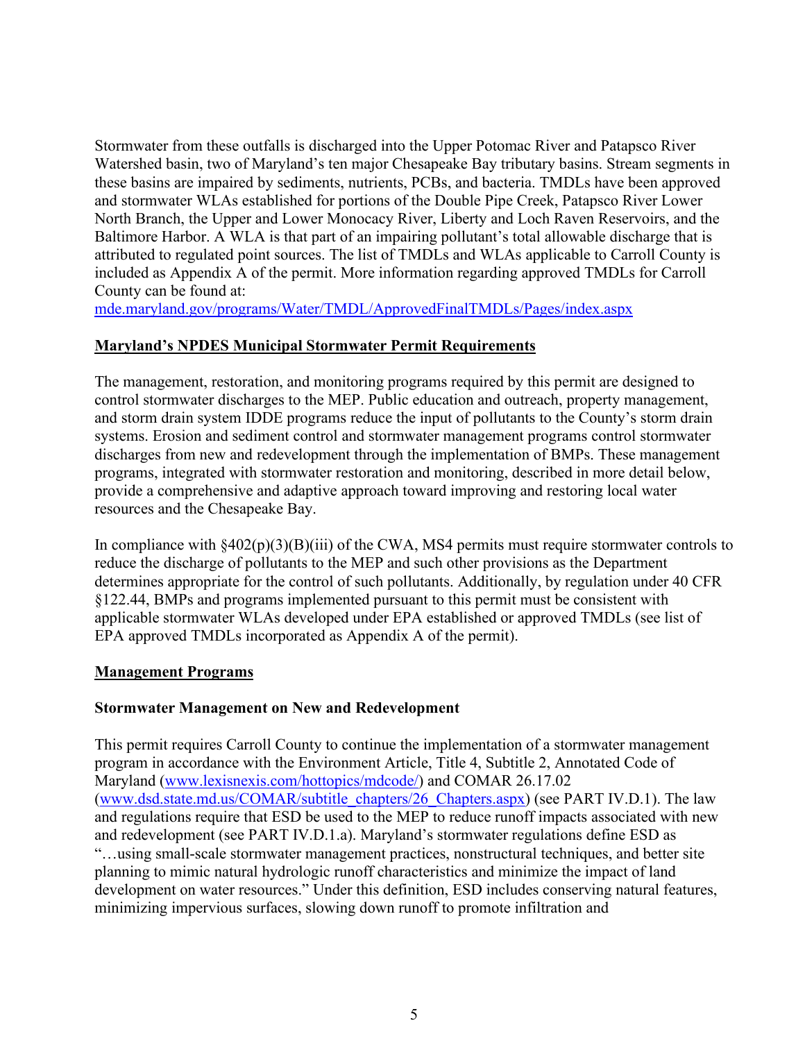Stormwater from these outfalls is discharged into the Upper Potomac River and Patapsco River Watershed basin, two of Maryland's ten major Chesapeake Bay tributary basins. Stream segments in these basins are impaired by sediments, nutrients, PCBs, and bacteria. TMDLs have been approved and stormwater WLAs established for portions of the Double Pipe Creek, Patapsco River Lower North Branch, the Upper and Lower Monocacy River, Liberty and Loch Raven Reservoirs, and the Baltimore Harbor. A WLA is that part of an impairing pollutant's total allowable discharge that is attributed to regulated point sources. The list of TMDLs and WLAs applicable to Carroll County is included as Appendix A of the permit. More information regarding approved TMDLs for Carroll County can be found at:
[mde.maryland.gov/programs/Water/TMDL/ApprovedFinalTMDLs/Pages/index.aspx](mde.maryland.gov/programs/Water/TMDL/ApprovedFinalTMDLs/Pages/index.aspx)

## Maryland's NPDES Municipal Stormwater Permit Requirements

The management, restoration, and monitoring programs required by this permit are designed to control stormwater discharges to the MEP. Public education and outreach, property management, and storm drain system IDDE programs reduce the input of pollutants to the County's storm drain systems. Erosion and sediment control and stormwater management programs control stormwater discharges from new and redevelopment through the implementation of BMPs. These management programs, integrated with stormwater restoration and monitoring, described in more detail below, provide a comprehensive and adaptive approach toward improving and restoring local water resources and the Chesapeake Bay.

In compliance with §402(p)(3)(B)(iii) of the CWA, MS4 permits must require stormwater controls to reduce the discharge of pollutants to the MEP and such other provisions as the Department determines appropriate for the control of such pollutants. Additionally, by regulation under 40 CFR §122.44, BMPs and programs implemented pursuant to this permit must be consistent with applicable stormwater WLAs developed under EPA established or approved TMDLs (see list of EPA approved TMDLs incorporated as Appendix A of the permit).

## Management Programs

### Stormwater Management on New and Redevelopment

This permit requires Carroll County to continue the implementation of a stormwater management program in accordance with the Environment Article, Title 4, Subtitle 2, Annotated Code of Maryland ([www.lexisnexis.com/hottopics/mdcode/](www.lexisnexis.com/hottopics/mdcode/)) and COMAR 26.17.02 ([www.dsd.state.md.us/COMAR/subtitle_chapters/26_Chapters.aspx](www.dsd.state.md.us/COMAR/subtitle_chapters/26_Chapters.aspx)) (see PART IV.D.1). The law and regulations require that ESD be used to the MEP to reduce runoff impacts associated with new and redevelopment (see PART IV.D.1.a). Maryland's stormwater regulations define ESD as "…using small-scale stormwater management practices, nonstructural techniques, and better site planning to mimic natural hydrologic runoff characteristics and minimize the impact of land development on water resources." Under this definition, ESD includes conserving natural features, minimizing impervious surfaces, slowing down runoff to promote infiltration and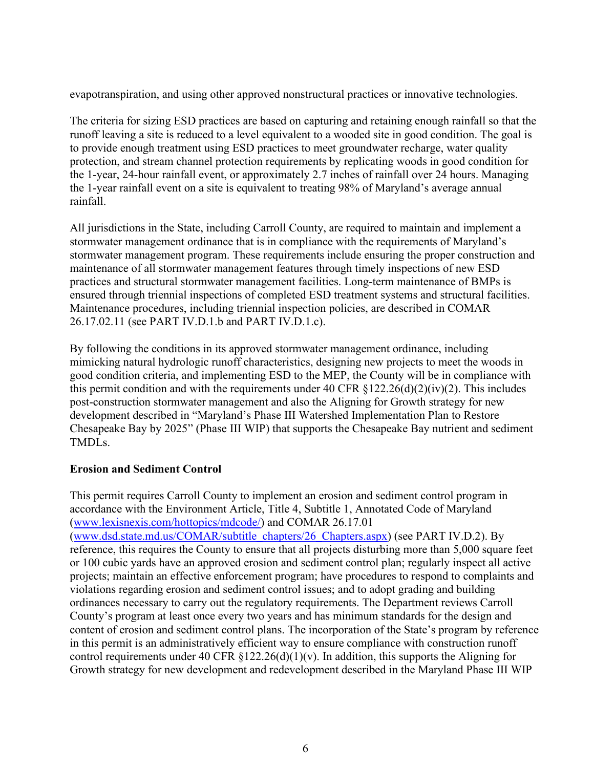evapotranspiration, and using other approved nonstructural practices or innovative technologies.

The criteria for sizing ESD practices are based on capturing and retaining enough rainfall so that the runoff leaving a site is reduced to a level equivalent to a wooded site in good condition. The goal is to provide enough treatment using ESD practices to meet groundwater recharge, water quality protection, and stream channel protection requirements by replicating woods in good condition for the 1-year, 24-hour rainfall event, or approximately 2.7 inches of rainfall over 24 hours. Managing the 1-year rainfall event on a site is equivalent to treating 98% of Maryland's average annual rainfall.

All jurisdictions in the State, including Carroll County, are required to maintain and implement a stormwater management ordinance that is in compliance with the requirements of Maryland's stormwater management program. These requirements include ensuring the proper construction and maintenance of all stormwater management features through timely inspections of new ESD practices and structural stormwater management facilities. Long-term maintenance of BMPs is ensured through triennial inspections of completed ESD treatment systems and structural facilities. Maintenance procedures, including triennial inspection policies, are described in COMAR 26.17.02.11 (see PART IV.D.1.b and PART IV.D.1.c).

By following the conditions in its approved stormwater management ordinance, including mimicking natural hydrologic runoff characteristics, designing new projects to meet the woods in good condition criteria, and implementing ESD to the MEP, the County will be in compliance with this permit condition and with the requirements under 40 CFR §122.26(d)(2)(iv)(2). This includes post-construction stormwater management and also the Aligning for Growth strategy for new development described in "Maryland's Phase III Watershed Implementation Plan to Restore Chesapeake Bay by 2025" (Phase III WIP) that supports the Chesapeake Bay nutrient and sediment TMDLs.

**Erosion and Sediment Control**

This permit requires Carroll County to implement an erosion and sediment control program in accordance with the Environment Article, Title 4, Subtitle 1, Annotated Code of Maryland (www.lexisnexis.com/hottopics/mdcode/) and COMAR 26.17.01 (www.dsd.state.md.us/COMAR/subtitle_chapters/26_Chapters.aspx) (see PART IV.D.2). By reference, this requires the County to ensure that all projects disturbing more than 5,000 square feet or 100 cubic yards have an approved erosion and sediment control plan; regularly inspect all active projects; maintain an effective enforcement program; have procedures to respond to complaints and violations regarding erosion and sediment control issues; and to adopt grading and building ordinances necessary to carry out the regulatory requirements. The Department reviews Carroll County's program at least once every two years and has minimum standards for the design and content of erosion and sediment control plans. The incorporation of the State's program by reference in this permit is an administratively efficient way to ensure compliance with construction runoff control requirements under 40 CFR §122.26(d)(1)(v). In addition, this supports the Aligning for Growth strategy for new development and redevelopment described in the Maryland Phase III WIP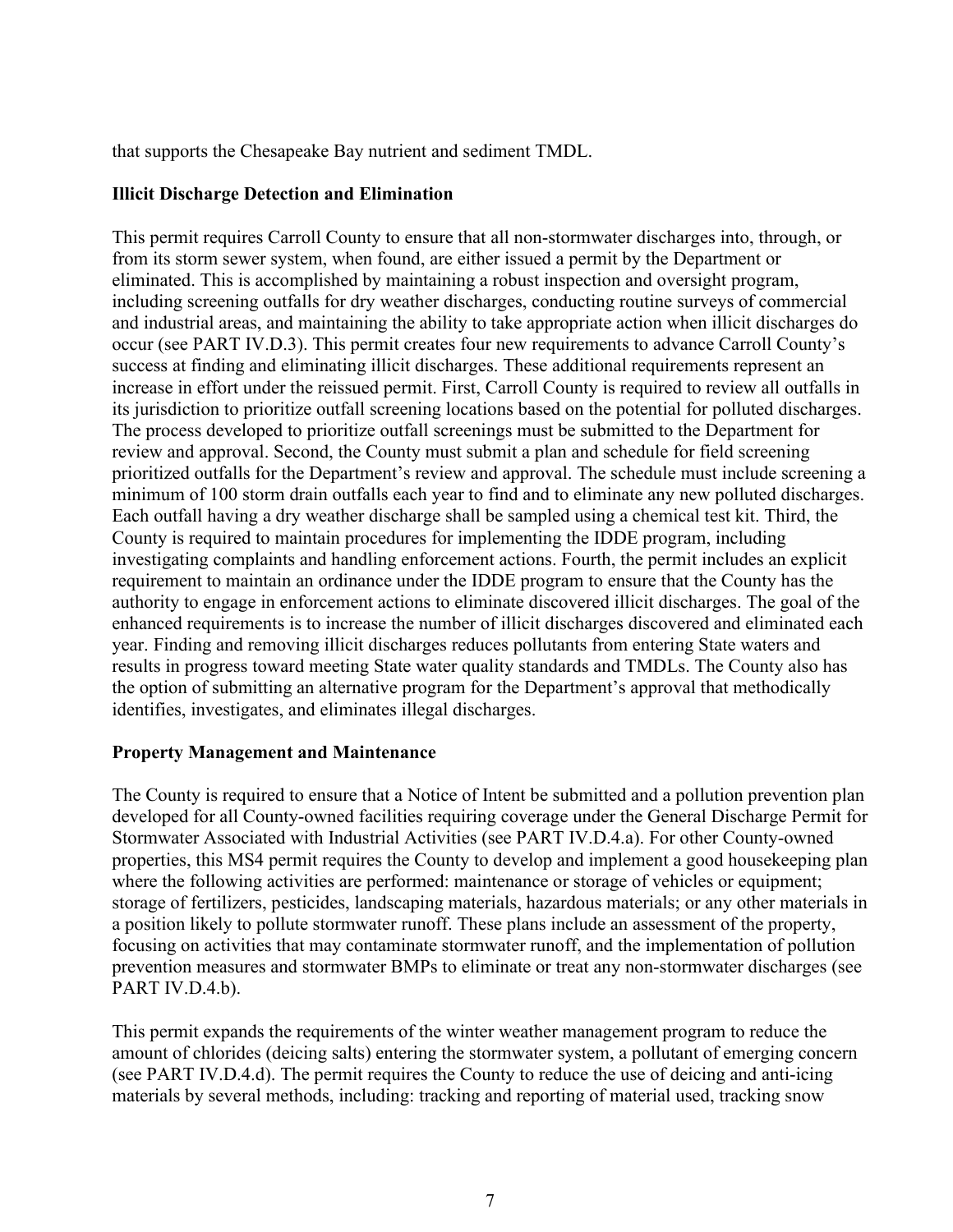that supports the Chesapeake Bay nutrient and sediment TMDL.

**Illicit Discharge Detection and Elimination**

This permit requires Carroll County to ensure that all non-stormwater discharges into, through, or from its storm sewer system, when found, are either issued a permit by the Department or eliminated. This is accomplished by maintaining a robust inspection and oversight program, including screening outfalls for dry weather discharges, conducting routine surveys of commercial and industrial areas, and maintaining the ability to take appropriate action when illicit discharges do occur (see PART IV.D.3). This permit creates four new requirements to advance Carroll County's success at finding and eliminating illicit discharges. These additional requirements represent an increase in effort under the reissued permit. First, Carroll County is required to review all outfalls in its jurisdiction to prioritize outfall screening locations based on the potential for polluted discharges. The process developed to prioritize outfall screenings must be submitted to the Department for review and approval. Second, the County must submit a plan and schedule for field screening prioritized outfalls for the Department's review and approval. The schedule must include screening a minimum of 100 storm drain outfalls each year to find and to eliminate any new polluted discharges. Each outfall having a dry weather discharge shall be sampled using a chemical test kit. Third, the County is required to maintain procedures for implementing the IDDE program, including investigating complaints and handling enforcement actions. Fourth, the permit includes an explicit requirement to maintain an ordinance under the IDDE program to ensure that the County has the authority to engage in enforcement actions to eliminate discovered illicit discharges. The goal of the enhanced requirements is to increase the number of illicit discharges discovered and eliminated each year. Finding and removing illicit discharges reduces pollutants from entering State waters and results in progress toward meeting State water quality standards and TMDLs. The County also has the option of submitting an alternative program for the Department's approval that methodically identifies, investigates, and eliminates illegal discharges.

**Property Management and Maintenance**

The County is required to ensure that a Notice of Intent be submitted and a pollution prevention plan developed for all County-owned facilities requiring coverage under the General Discharge Permit for Stormwater Associated with Industrial Activities (see PART IV.D.4.a). For other County-owned properties, this MS4 permit requires the County to develop and implement a good housekeeping plan where the following activities are performed: maintenance or storage of vehicles or equipment; storage of fertilizers, pesticides, landscaping materials, hazardous materials; or any other materials in a position likely to pollute stormwater runoff. These plans include an assessment of the property, focusing on activities that may contaminate stormwater runoff, and the implementation of pollution prevention measures and stormwater BMPs to eliminate or treat any non-stormwater discharges (see PART IV.D.4.b).

This permit expands the requirements of the winter weather management program to reduce the amount of chlorides (deicing salts) entering the stormwater system, a pollutant of emerging concern (see PART IV.D.4.d). The permit requires the County to reduce the use of deicing and anti-icing materials by several methods, including: tracking and reporting of material used, tracking snow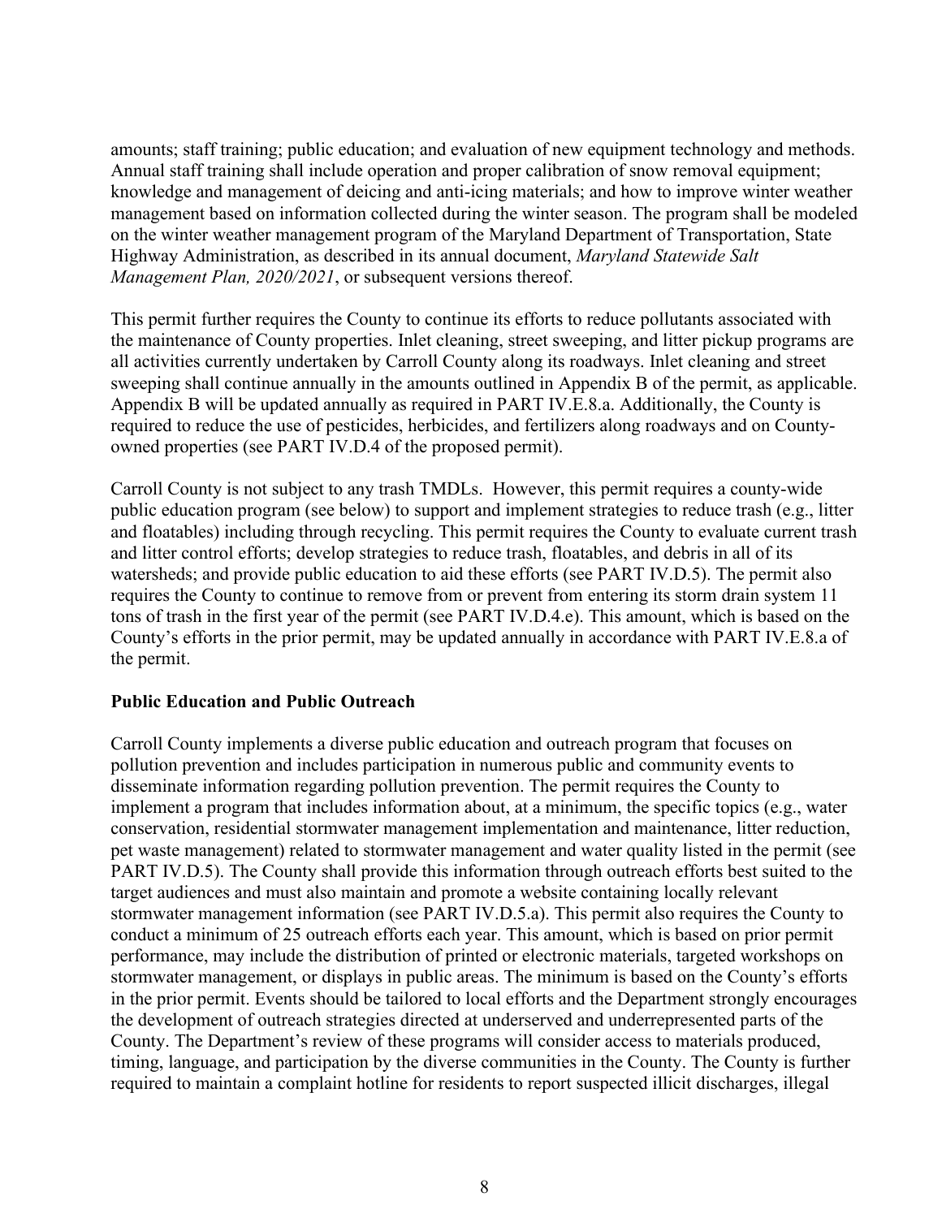amounts; staff training; public education; and evaluation of new equipment technology and methods. Annual staff training shall include operation and proper calibration of snow removal equipment; knowledge and management of deicing and anti-icing materials; and how to improve winter weather management based on information collected during the winter season. The program shall be modeled on the winter weather management program of the Maryland Department of Transportation, State Highway Administration, as described in its annual document, *Maryland Statewide Salt Management Plan, 2020/2021*, or subsequent versions thereof.

This permit further requires the County to continue its efforts to reduce pollutants associated with the maintenance of County properties. Inlet cleaning, street sweeping, and litter pickup programs are all activities currently undertaken by Carroll County along its roadways. Inlet cleaning and street sweeping shall continue annually in the amounts outlined in Appendix B of the permit, as applicable. Appendix B will be updated annually as required in PART IV.E.8.a. Additionally, the County is required to reduce the use of pesticides, herbicides, and fertilizers along roadways and on County-owned properties (see PART IV.D.4 of the proposed permit).

Carroll County is not subject to any trash TMDLs. However, this permit requires a county-wide public education program (see below) to support and implement strategies to reduce trash (e.g., litter and floatables) including through recycling. This permit requires the County to evaluate current trash and litter control efforts; develop strategies to reduce trash, floatables, and debris in all of its watersheds; and provide public education to aid these efforts (see PART IV.D.5). The permit also requires the County to continue to remove from or prevent from entering its storm drain system 11 tons of trash in the first year of the permit (see PART IV.D.4.e). This amount, which is based on the County's efforts in the prior permit, may be updated annually in accordance with PART IV.E.8.a of the permit.

**Public Education and Public Outreach**

Carroll County implements a diverse public education and outreach program that focuses on pollution prevention and includes participation in numerous public and community events to disseminate information regarding pollution prevention. The permit requires the County to implement a program that includes information about, at a minimum, the specific topics (e.g., water conservation, residential stormwater management implementation and maintenance, litter reduction, pet waste management) related to stormwater management and water quality listed in the permit (see PART IV.D.5). The County shall provide this information through outreach efforts best suited to the target audiences and must also maintain and promote a website containing locally relevant stormwater management information (see PART IV.D.5.a). This permit also requires the County to conduct a minimum of 25 outreach efforts each year. This amount, which is based on prior permit performance, may include the distribution of printed or electronic materials, targeted workshops on stormwater management, or displays in public areas. The minimum is based on the County's efforts in the prior permit. Events should be tailored to local efforts and the Department strongly encourages the development of outreach strategies directed at underserved and underrepresented parts of the County. The Department's review of these programs will consider access to materials produced, timing, language, and participation by the diverse communities in the County. The County is further required to maintain a complaint hotline for residents to report suspected illicit discharges, illegal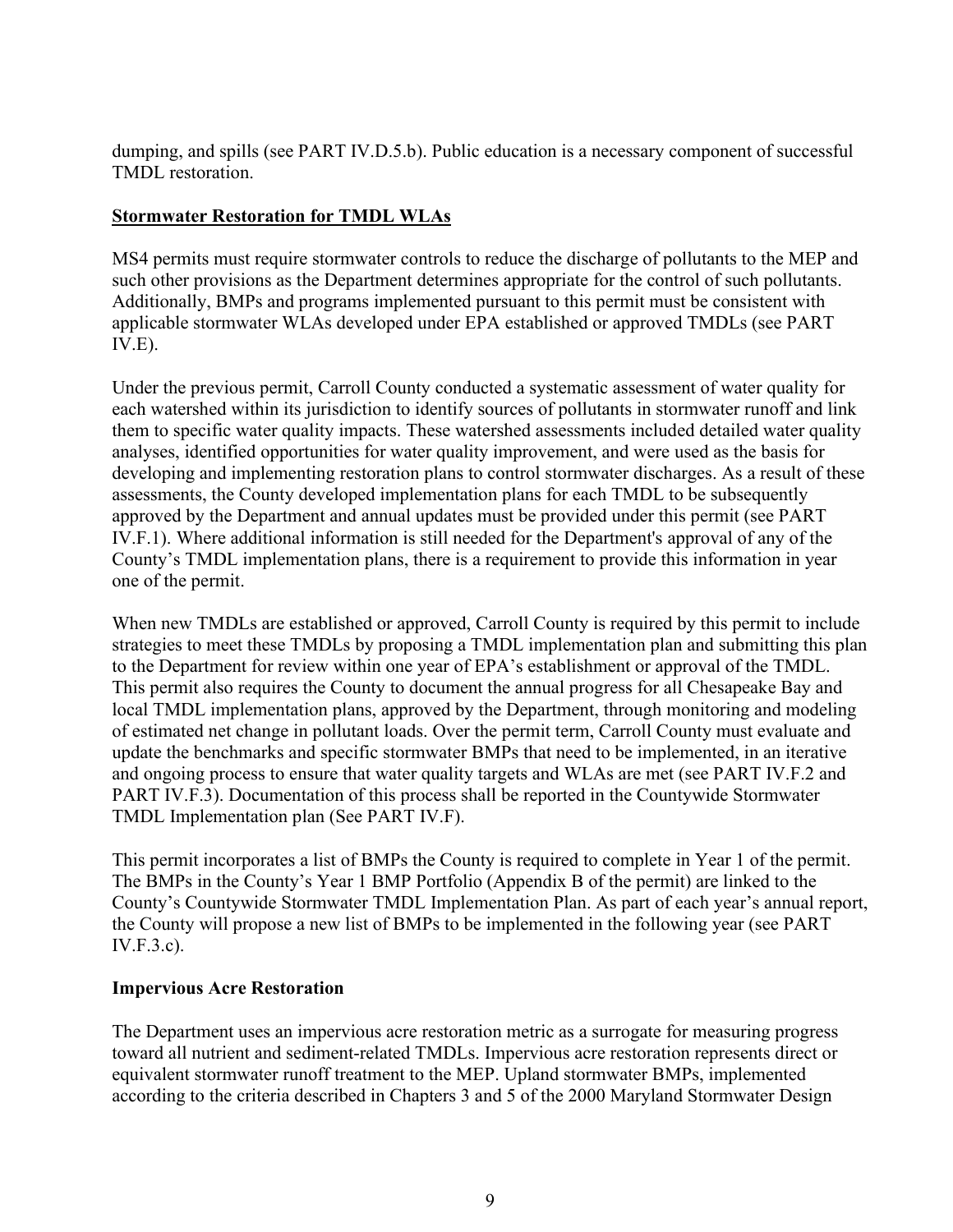dumping, and spills (see PART IV.D.5.b). Public education is a necessary component of successful TMDL restoration.

**Stormwater Restoration for TMDL WLAs**

MS4 permits must require stormwater controls to reduce the discharge of pollutants to the MEP and such other provisions as the Department determines appropriate for the control of such pollutants. Additionally, BMPs and programs implemented pursuant to this permit must be consistent with applicable stormwater WLAs developed under EPA established or approved TMDLs (see PART IV.E).

Under the previous permit, Carroll County conducted a systematic assessment of water quality for each watershed within its jurisdiction to identify sources of pollutants in stormwater runoff and link them to specific water quality impacts. These watershed assessments included detailed water quality analyses, identified opportunities for water quality improvement, and were used as the basis for developing and implementing restoration plans to control stormwater discharges. As a result of these assessments, the County developed implementation plans for each TMDL to be subsequently approved by the Department and annual updates must be provided under this permit (see PART IV.F.1). Where additional information is still needed for the Department's approval of any of the County's TMDL implementation plans, there is a requirement to provide this information in year one of the permit.

When new TMDLs are established or approved, Carroll County is required by this permit to include strategies to meet these TMDLs by proposing a TMDL implementation plan and submitting this plan to the Department for review within one year of EPA's establishment or approval of the TMDL. This permit also requires the County to document the annual progress for all Chesapeake Bay and local TMDL implementation plans, approved by the Department, through monitoring and modeling of estimated net change in pollutant loads. Over the permit term, Carroll County must evaluate and update the benchmarks and specific stormwater BMPs that need to be implemented, in an iterative and ongoing process to ensure that water quality targets and WLAs are met (see PART IV.F.2 and PART IV.F.3). Documentation of this process shall be reported in the Countywide Stormwater TMDL Implementation plan (See PART IV.F).

This permit incorporates a list of BMPs the County is required to complete in Year 1 of the permit. The BMPs in the County's Year 1 BMP Portfolio (Appendix B of the permit) are linked to the County's Countywide Stormwater TMDL Implementation Plan. As part of each year's annual report, the County will propose a new list of BMPs to be implemented in the following year (see PART IV.F.3.c).

**Impervious Acre Restoration**

The Department uses an impervious acre restoration metric as a surrogate for measuring progress toward all nutrient and sediment-related TMDLs. Impervious acre restoration represents direct or equivalent stormwater runoff treatment to the MEP. Upland stormwater BMPs, implemented according to the criteria described in Chapters 3 and 5 of the 2000 Maryland Stormwater Design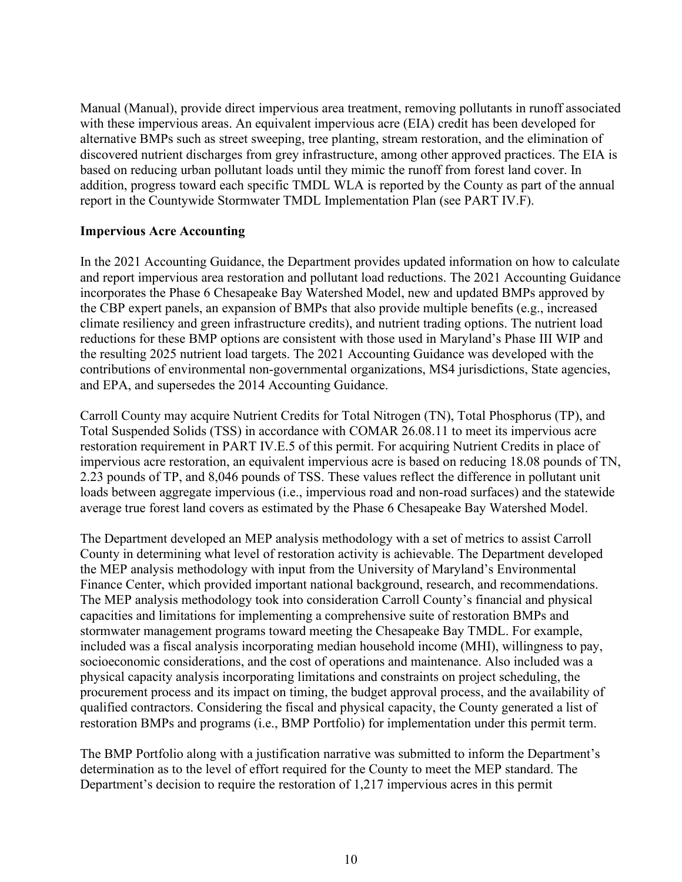Manual (Manual), provide direct impervious area treatment, removing pollutants in runoff associated with these impervious areas. An equivalent impervious acre (EIA) credit has been developed for alternative BMPs such as street sweeping, tree planting, stream restoration, and the elimination of discovered nutrient discharges from grey infrastructure, among other approved practices. The EIA is based on reducing urban pollutant loads until they mimic the runoff from forest land cover. In addition, progress toward each specific TMDL WLA is reported by the County as part of the annual report in the Countywide Stormwater TMDL Implementation Plan (see PART IV.F).

**Impervious Acre Accounting**

In the 2021 Accounting Guidance, the Department provides updated information on how to calculate and report impervious area restoration and pollutant load reductions. The 2021 Accounting Guidance incorporates the Phase 6 Chesapeake Bay Watershed Model, new and updated BMPs approved by the CBP expert panels, an expansion of BMPs that also provide multiple benefits (e.g., increased climate resiliency and green infrastructure credits), and nutrient trading options. The nutrient load reductions for these BMP options are consistent with those used in Maryland's Phase III WIP and the resulting 2025 nutrient load targets. The 2021 Accounting Guidance was developed with the contributions of environmental non-governmental organizations, MS4 jurisdictions, State agencies, and EPA, and supersedes the 2014 Accounting Guidance.

Carroll County may acquire Nutrient Credits for Total Nitrogen (TN), Total Phosphorus (TP), and Total Suspended Solids (TSS) in accordance with COMAR 26.08.11 to meet its impervious acre restoration requirement in PART IV.E.5 of this permit. For acquiring Nutrient Credits in place of impervious acre restoration, an equivalent impervious acre is based on reducing 18.08 pounds of TN, 2.23 pounds of TP, and 8,046 pounds of TSS. These values reflect the difference in pollutant unit loads between aggregate impervious (i.e., impervious road and non-road surfaces) and the statewide average true forest land covers as estimated by the Phase 6 Chesapeake Bay Watershed Model.

The Department developed an MEP analysis methodology with a set of metrics to assist Carroll County in determining what level of restoration activity is achievable. The Department developed the MEP analysis methodology with input from the University of Maryland's Environmental Finance Center, which provided important national background, research, and recommendations. The MEP analysis methodology took into consideration Carroll County's financial and physical capacities and limitations for implementing a comprehensive suite of restoration BMPs and stormwater management programs toward meeting the Chesapeake Bay TMDL. For example, included was a fiscal analysis incorporating median household income (MHI), willingness to pay, socioeconomic considerations, and the cost of operations and maintenance. Also included was a physical capacity analysis incorporating limitations and constraints on project scheduling, the procurement process and its impact on timing, the budget approval process, and the availability of qualified contractors. Considering the fiscal and physical capacity, the County generated a list of restoration BMPs and programs (i.e., BMP Portfolio) for implementation under this permit term.

The BMP Portfolio along with a justification narrative was submitted to inform the Department's determination as to the level of effort required for the County to meet the MEP standard. The Department's decision to require the restoration of 1,217 impervious acres in this permit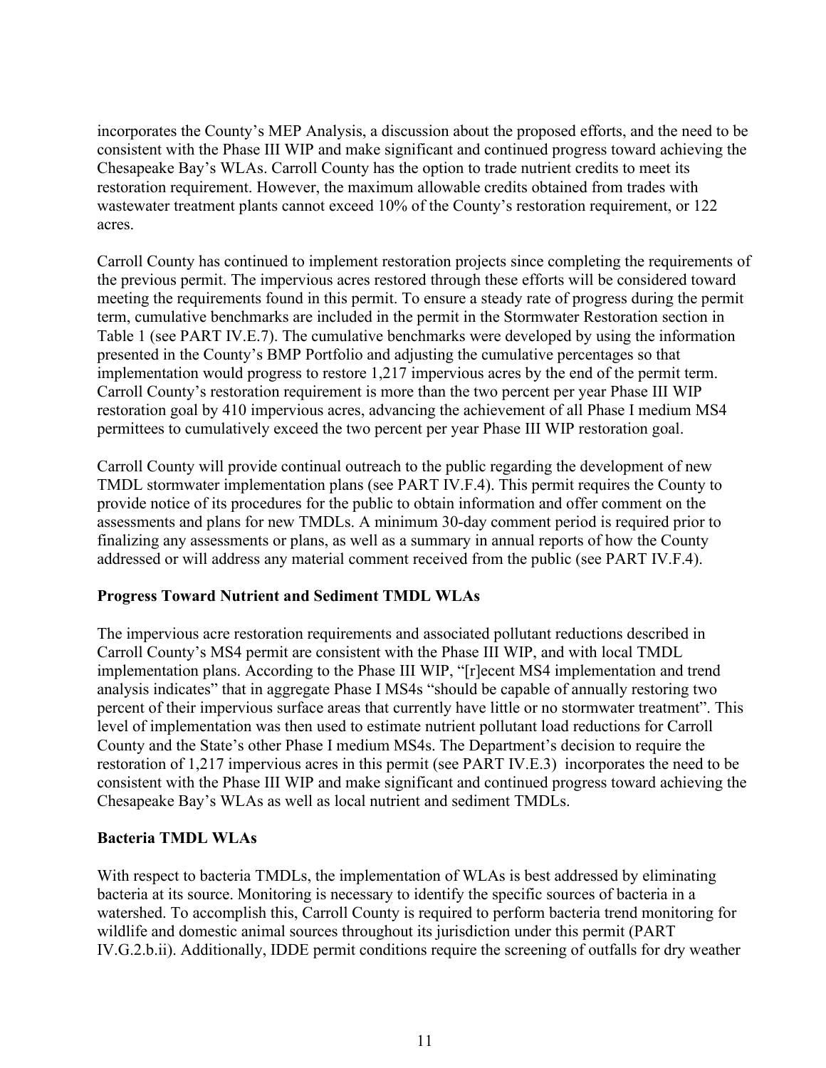incorporates the County's MEP Analysis, a discussion about the proposed efforts, and the need to be consistent with the Phase III WIP and make significant and continued progress toward achieving the Chesapeake Bay's WLAs. Carroll County has the option to trade nutrient credits to meet its restoration requirement. However, the maximum allowable credits obtained from trades with wastewater treatment plants cannot exceed 10% of the County's restoration requirement, or 122 acres.

Carroll County has continued to implement restoration projects since completing the requirements of the previous permit. The impervious acres restored through these efforts will be considered toward meeting the requirements found in this permit. To ensure a steady rate of progress during the permit term, cumulative benchmarks are included in the permit in the Stormwater Restoration section in Table 1 (see PART IV.E.7). The cumulative benchmarks were developed by using the information presented in the County's BMP Portfolio and adjusting the cumulative percentages so that implementation would progress to restore 1,217 impervious acres by the end of the permit term. Carroll County's restoration requirement is more than the two percent per year Phase III WIP restoration goal by 410 impervious acres, advancing the achievement of all Phase I medium MS4 permittees to cumulatively exceed the two percent per year Phase III WIP restoration goal.

Carroll County will provide continual outreach to the public regarding the development of new TMDL stormwater implementation plans (see PART IV.F.4). This permit requires the County to provide notice of its procedures for the public to obtain information and offer comment on the assessments and plans for new TMDLs. A minimum 30-day comment period is required prior to finalizing any assessments or plans, as well as a summary in annual reports of how the County addressed or will address any material comment received from the public (see PART IV.F.4).

**Progress Toward Nutrient and Sediment TMDL WLAs**

The impervious acre restoration requirements and associated pollutant reductions described in Carroll County's MS4 permit are consistent with the Phase III WIP, and with local TMDL implementation plans. According to the Phase III WIP, "[r]ecent MS4 implementation and trend analysis indicates" that in aggregate Phase I MS4s "should be capable of annually restoring two percent of their impervious surface areas that currently have little or no stormwater treatment". This level of implementation was then used to estimate nutrient pollutant load reductions for Carroll County and the State's other Phase I medium MS4s. The Department's decision to require the restoration of 1,217 impervious acres in this permit (see PART IV.E.3) incorporates the need to be consistent with the Phase III WIP and make significant and continued progress toward achieving the Chesapeake Bay's WLAs as well as local nutrient and sediment TMDLs.

**Bacteria TMDL WLAs**

With respect to bacteria TMDLs, the implementation of WLAs is best addressed by eliminating bacteria at its source. Monitoring is necessary to identify the specific sources of bacteria in a watershed. To accomplish this, Carroll County is required to perform bacteria trend monitoring for wildlife and domestic animal sources throughout its jurisdiction under this permit (PART IV.G.2.b.ii). Additionally, IDDE permit conditions require the screening of outfalls for dry weather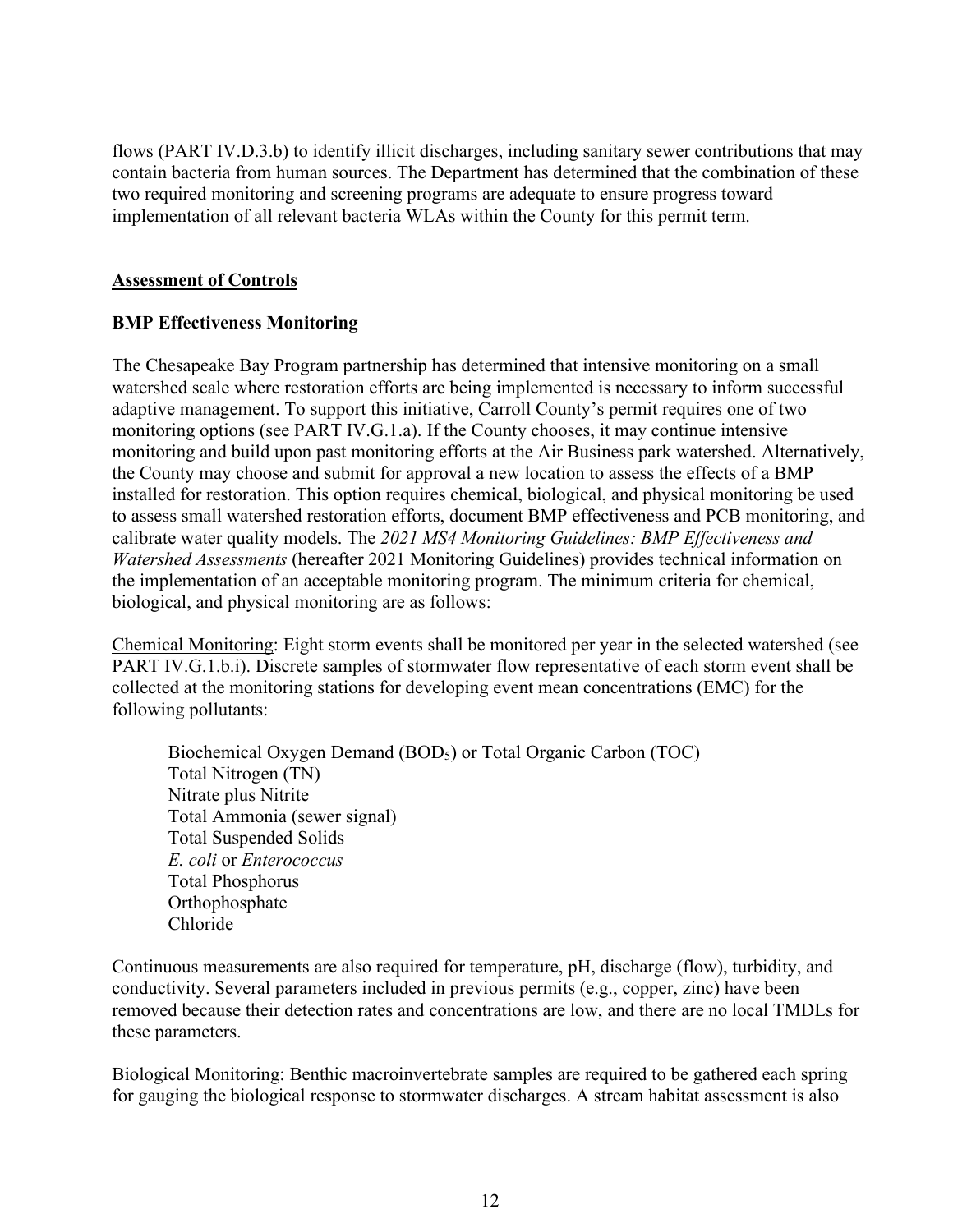flows (PART IV.D.3.b) to identify illicit discharges, including sanitary sewer contributions that may contain bacteria from human sources. The Department has determined that the combination of these two required monitoring and screening programs are adequate to ensure progress toward implementation of all relevant bacteria WLAs within the County for this permit term.

## Assessment of Controls

### BMP Effectiveness Monitoring

The Chesapeake Bay Program partnership has determined that intensive monitoring on a small watershed scale where restoration efforts are being implemented is necessary to inform successful adaptive management. To support this initiative, Carroll County's permit requires one of two monitoring options (see PART IV.G.1.a). If the County chooses, it may continue intensive monitoring and build upon past monitoring efforts at the Air Business park watershed. Alternatively, the County may choose and submit for approval a new location to assess the effects of a BMP installed for restoration. This option requires chemical, biological, and physical monitoring be used to assess small watershed restoration efforts, document BMP effectiveness and PCB monitoring, and calibrate water quality models. The *2021 MS4 Monitoring Guidelines: BMP Effectiveness and Watershed Assessments* (hereafter 2021 Monitoring Guidelines) provides technical information on the implementation of an acceptable monitoring program. The minimum criteria for chemical, biological, and physical monitoring are as follows:

Chemical Monitoring: Eight storm events shall be monitored per year in the selected watershed (see PART IV.G.1.b.i). Discrete samples of stormwater flow representative of each storm event shall be collected at the monitoring stations for developing event mean concentrations (EMC) for the following pollutants:

- Biochemical Oxygen Demand ($BOD_5$) or Total Organic Carbon (TOC)
- Total Nitrogen (TN)
- Nitrate plus Nitrite
- Total Ammonia (sewer signal)
- Total Suspended Solids
- *E. coli* or *Enterococcus*
- Total Phosphorus
- Orthophosphate
- Chloride

Continuous measurements are also required for temperature, pH, discharge (flow), turbidity, and conductivity. Several parameters included in previous permits (e.g., copper, zinc) have been removed because their detection rates and concentrations are low, and there are no local TMDLs for these parameters.

Biological Monitoring: Benthic macroinvertebrate samples are required to be gathered each spring for gauging the biological response to stormwater discharges. A stream habitat assessment is also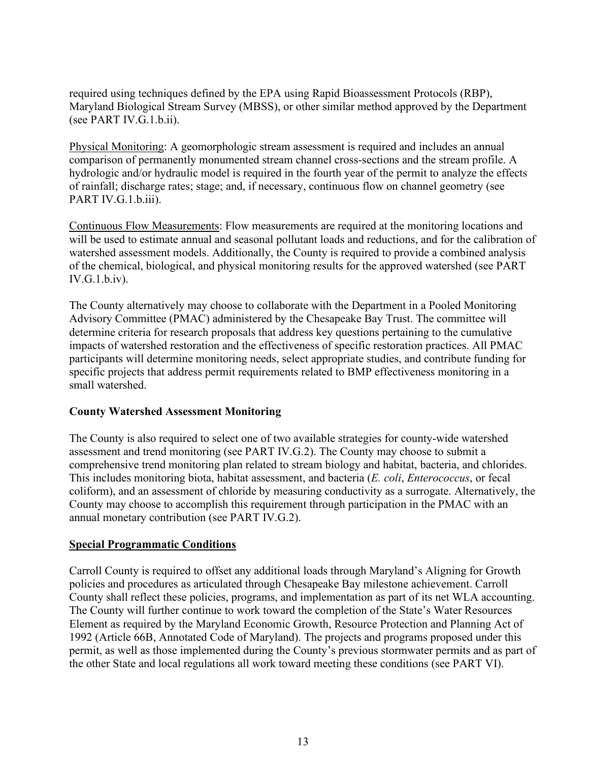required using techniques defined by the EPA using Rapid Bioassessment Protocols (RBP), Maryland Biological Stream Survey (MBSS), or other similar method approved by the Department (see PART IV.G.1.b.ii).

<u>Physical Monitoring</u>: A geomorphologic stream assessment is required and includes an annual comparison of permanently monumented stream channel cross-sections and the stream profile. A hydrologic and/or hydraulic model is required in the fourth year of the permit to analyze the effects of rainfall; discharge rates; stage; and, if necessary, continuous flow on channel geometry (see PART IV.G.1.b.iii).

<u>Continuous Flow Measurements</u>: Flow measurements are required at the monitoring locations and will be used to estimate annual and seasonal pollutant loads and reductions, and for the calibration of watershed assessment models. Additionally, the County is required to provide a combined analysis of the chemical, biological, and physical monitoring results for the approved watershed (see PART IV.G.1.b.iv).

The County alternatively may choose to collaborate with the Department in a Pooled Monitoring Advisory Committee (PMAC) administered by the Chesapeake Bay Trust. The committee will determine criteria for research proposals that address key questions pertaining to the cumulative impacts of watershed restoration and the effectiveness of specific restoration practices. All PMAC participants will determine monitoring needs, select appropriate studies, and contribute funding for specific projects that address permit requirements related to BMP effectiveness monitoring in a small watershed.

**County Watershed Assessment Monitoring**

The County is also required to select one of two available strategies for county-wide watershed assessment and trend monitoring (see PART IV.G.2). The County may choose to submit a comprehensive trend monitoring plan related to stream biology and habitat, bacteria, and chlorides. This includes monitoring biota, habitat assessment, and bacteria (*E. coli*, *Enterococcus*, or fecal coliform), and an assessment of chloride by measuring conductivity as a surrogate. Alternatively, the County may choose to accomplish this requirement through participation in the PMAC with an annual monetary contribution (see PART IV.G.2).

**<u>Special Programmatic Conditions</u>**

Carroll County is required to offset any additional loads through Maryland's Aligning for Growth policies and procedures as articulated through Chesapeake Bay milestone achievement. Carroll County shall reflect these policies, programs, and implementation as part of its net WLA accounting. The County will further continue to work toward the completion of the State's Water Resources Element as required by the Maryland Economic Growth, Resource Protection and Planning Act of 1992 (Article 66B, Annotated Code of Maryland). The projects and programs proposed under this permit, as well as those implemented during the County's previous stormwater permits and as part of the other State and local regulations all work toward meeting these conditions (see PART VI).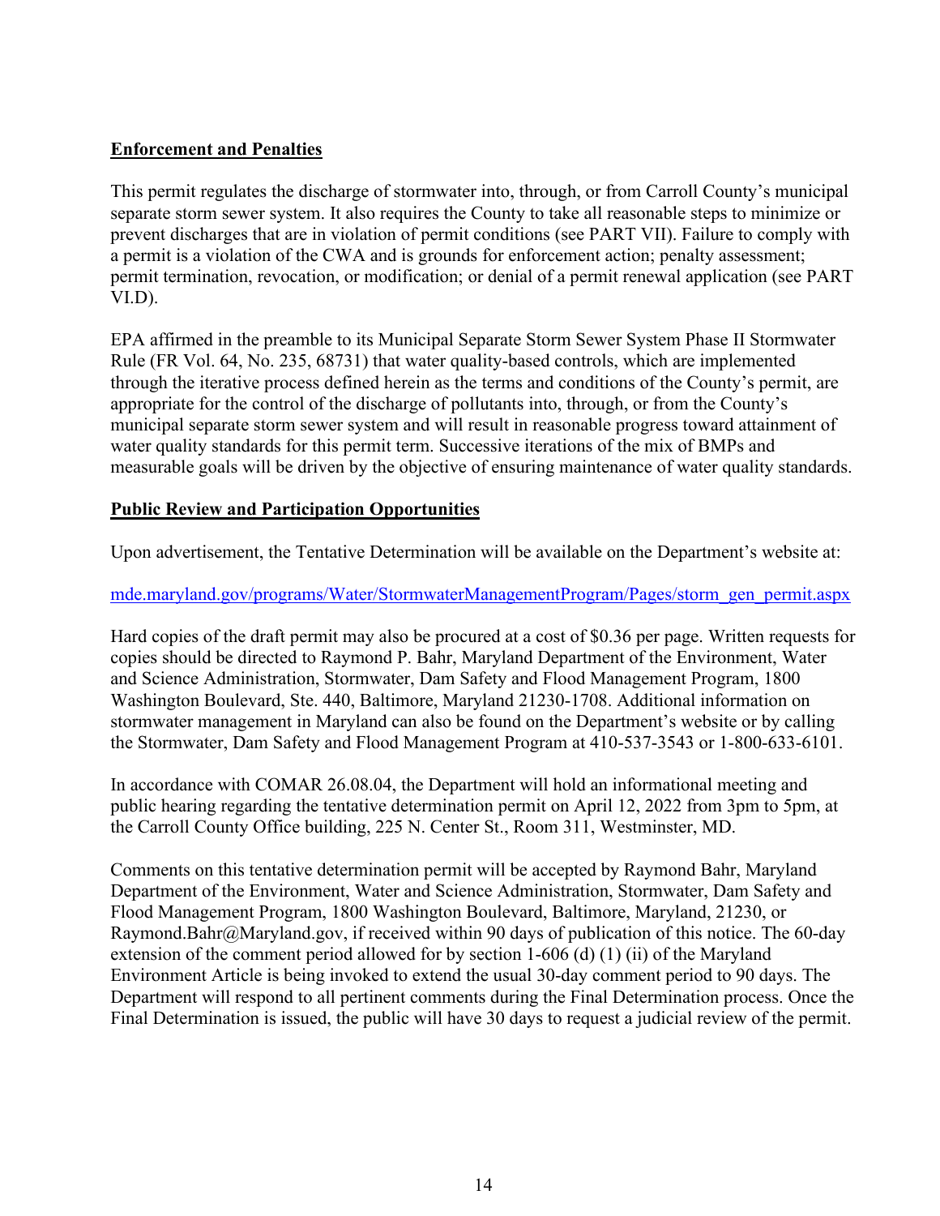**Enforcement and Penalties**

This permit regulates the discharge of stormwater into, through, or from Carroll County's municipal separate storm sewer system. It also requires the County to take all reasonable steps to minimize or prevent discharges that are in violation of permit conditions (see PART VII). Failure to comply with a permit is a violation of the CWA and is grounds for enforcement action; penalty assessment; permit termination, revocation, or modification; or denial of a permit renewal application (see PART VI.D).

EPA affirmed in the preamble to its Municipal Separate Storm Sewer System Phase II Stormwater Rule (FR Vol. 64, No. 235, 68731) that water quality-based controls, which are implemented through the iterative process defined herein as the terms and conditions of the County's permit, are appropriate for the control of the discharge of pollutants into, through, or from the County's municipal separate storm sewer system and will result in reasonable progress toward attainment of water quality standards for this permit term. Successive iterations of the mix of BMPs and measurable goals will be driven by the objective of ensuring maintenance of water quality standards.

**Public Review and Participation Opportunities**

Upon advertisement, the Tentative Determination will be available on the Department's website at:

mde.maryland.gov/programs/Water/StormwaterManagementProgram/Pages/storm_gen_permit.aspx

Hard copies of the draft permit may also be procured at a cost of $0.36 per page. Written requests for copies should be directed to Raymond P. Bahr, Maryland Department of the Environment, Water and Science Administration, Stormwater, Dam Safety and Flood Management Program, 1800 Washington Boulevard, Ste. 440, Baltimore, Maryland 21230-1708. Additional information on stormwater management in Maryland can also be found on the Department's website or by calling the Stormwater, Dam Safety and Flood Management Program at 410-537-3543 or 1-800-633-6101.

In accordance with COMAR 26.08.04, the Department will hold an informational meeting and public hearing regarding the tentative determination permit on April 12, 2022 from 3pm to 5pm, at the Carroll County Office building, 225 N. Center St., Room 311, Westminster, MD.

Comments on this tentative determination permit will be accepted by Raymond Bahr, Maryland Department of the Environment, Water and Science Administration, Stormwater, Dam Safety and Flood Management Program, 1800 Washington Boulevard, Baltimore, Maryland, 21230, or Raymond.Bahr@Maryland.gov, if received within 90 days of publication of this notice. The 60-day extension of the comment period allowed for by section 1-606 (d) (1) (ii) of the Maryland Environment Article is being invoked to extend the usual 30-day comment period to 90 days. The Department will respond to all pertinent comments during the Final Determination process. Once the Final Determination is issued, the public will have 30 days to request a judicial review of the permit.